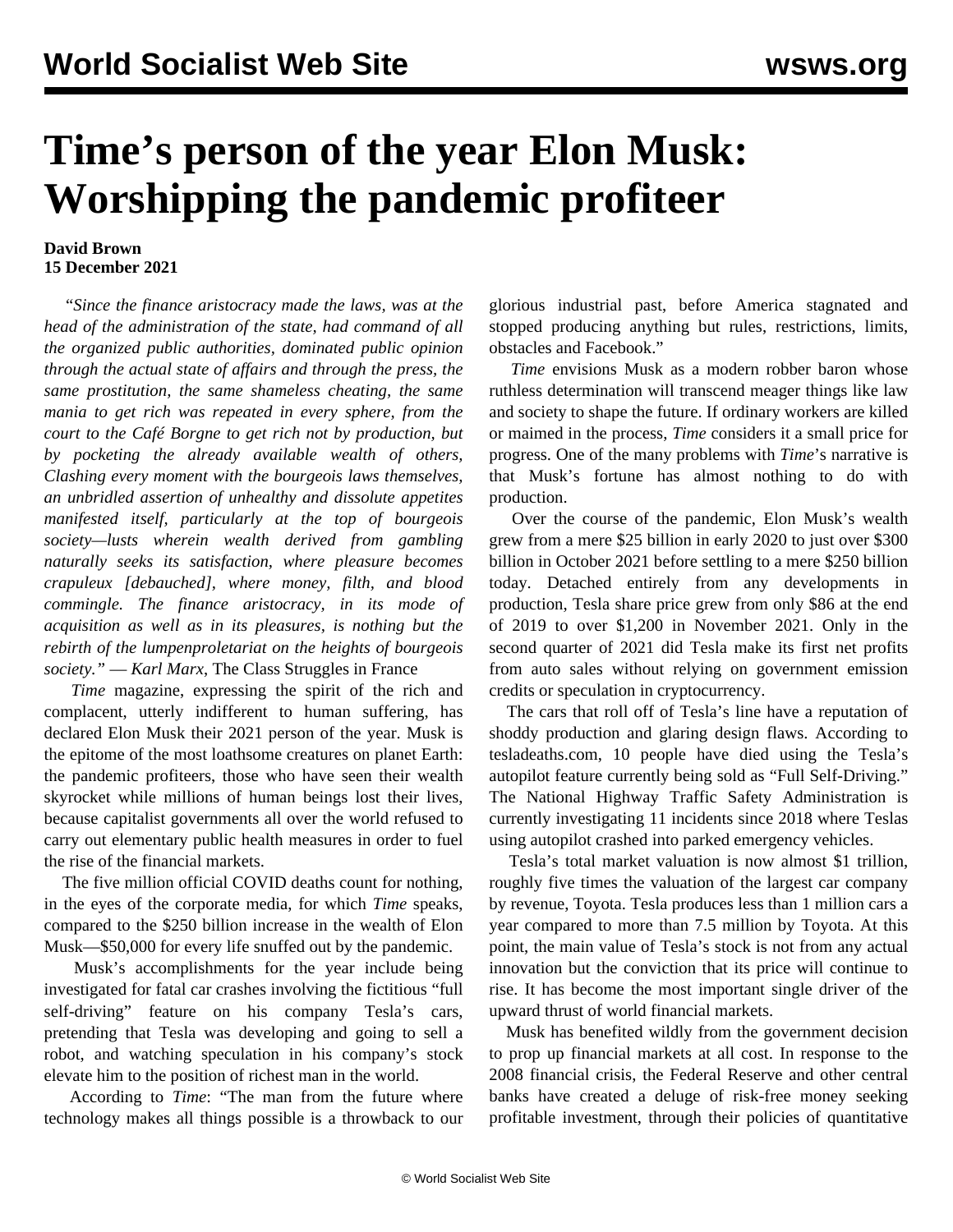# Time's person of the year Elon Musk: Worshipping the pandemic profiteer

**David Brown**
**15 December 2021**

*"Since the finance aristocracy made the laws, was at the head of the administration of the state, had command of all the organized public authorities, dominated public opinion through the actual state of affairs and through the press, the same prostitution, the same shameless cheating, the same mania to get rich was repeated in every sphere, from the court to the Café Borgne to get rich not by production, but by pocketing the already available wealth of others, Clashing every moment with the bourgeois laws themselves, an unbridled assertion of unhealthy and dissolute appetites manifested itself, particularly at the top of bourgeois society—lusts wherein wealth derived from gambling naturally seeks its satisfaction, where pleasure becomes crapuleux [debauched], where money, filth, and blood commingle. The finance aristocracy, in its mode of acquisition as well as in its pleasures, is nothing but the rebirth of the lumpenproletariat on the heights of bourgeois society." — Karl Marx,* The Class Struggles in France

*Time* magazine, expressing the spirit of the rich and complacent, utterly indifferent to human suffering, has declared Elon Musk their 2021 person of the year. Musk is the epitome of the most loathsome creatures on planet Earth: the pandemic profiteers, those who have seen their wealth skyrocket while millions of human beings lost their lives, because capitalist governments all over the world refused to carry out elementary public health measures in order to fuel the rise of the financial markets.

The five million official COVID deaths count for nothing, in the eyes of the corporate media, for which *Time* speaks, compared to the $250 billion increase in the wealth of Elon Musk—$50,000 for every life snuffed out by the pandemic.

Musk's accomplishments for the year include being investigated for fatal car crashes involving the fictitious "full self-driving" feature on his company Tesla's cars, pretending that Tesla was developing and going to sell a robot, and watching speculation in his company's stock elevate him to the position of richest man in the world.

According to *Time*: "The man from the future where technology makes all things possible is a throwback to our glorious industrial past, before America stagnated and stopped producing anything but rules, restrictions, limits, obstacles and Facebook."

*Time* envisions Musk as a modern robber baron whose ruthless determination will transcend meager things like law and society to shape the future. If ordinary workers are killed or maimed in the process, *Time* considers it a small price for progress. One of the many problems with *Time*'s narrative is that Musk's fortune has almost nothing to do with production.

Over the course of the pandemic, Elon Musk's wealth grew from a mere $25 billion in early 2020 to just over $300 billion in October 2021 before settling to a mere $250 billion today. Detached entirely from any developments in production, Tesla share price grew from only $86 at the end of 2019 to over $1,200 in November 2021. Only in the second quarter of 2021 did Tesla make its first net profits from auto sales without relying on government emission credits or speculation in cryptocurrency.

The cars that roll off of Tesla's line have a reputation of shoddy production and glaring design flaws. According to tesladeaths.com, 10 people have died using the Tesla's autopilot feature currently being sold as "Full Self-Driving." The National Highway Traffic Safety Administration is currently investigating 11 incidents since 2018 where Teslas using autopilot crashed into parked emergency vehicles.

Tesla's total market valuation is now almost $1 trillion, roughly five times the valuation of the largest car company by revenue, Toyota. Tesla produces less than 1 million cars a year compared to more than 7.5 million by Toyota. At this point, the main value of Tesla's stock is not from any actual innovation but the conviction that its price will continue to rise. It has become the most important single driver of the upward thrust of world financial markets.

Musk has benefited wildly from the government decision to prop up financial markets at all cost. In response to the 2008 financial crisis, the Federal Reserve and other central banks have created a deluge of risk-free money seeking profitable investment, through their policies of quantitative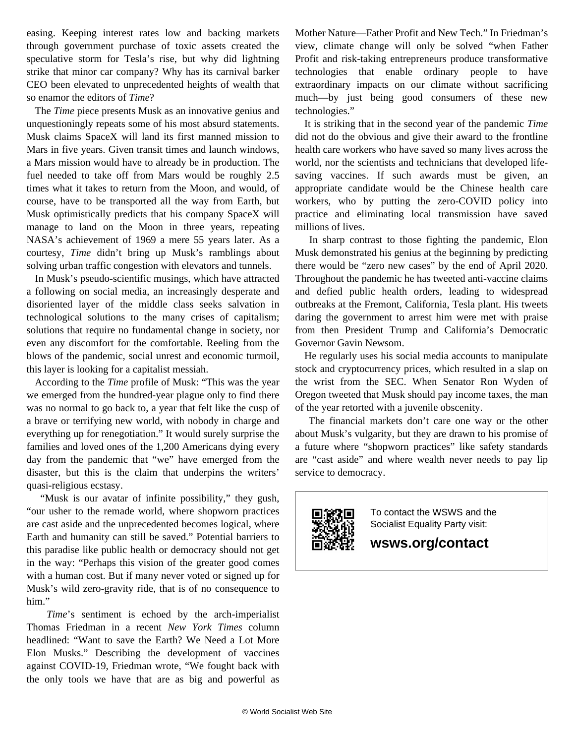easing. Keeping interest rates low and backing markets through government purchase of toxic assets created the speculative storm for Tesla's rise, but why did lightning strike that minor car company? Why has its carnival barker CEO been elevated to unprecedented heights of wealth that so enamor the editors of *Time*?

The *Time* piece presents Musk as an innovative genius and unquestioningly repeats some of his most absurd statements. Musk claims SpaceX will land its first manned mission to Mars in five years. Given transit times and launch windows, a Mars mission would have to already be in production. The fuel needed to take off from Mars would be roughly 2.5 times what it takes to return from the Moon, and would, of course, have to be transported all the way from Earth, but Musk optimistically predicts that his company SpaceX will manage to land on the Moon in three years, repeating NASA's achievement of 1969 a mere 55 years later. As a courtesy, *Time* didn't bring up Musk's ramblings about solving urban traffic congestion with elevators and tunnels.

In Musk's pseudo-scientific musings, which have attracted a following on social media, an increasingly desperate and disoriented layer of the middle class seeks salvation in technological solutions to the many crises of capitalism; solutions that require no fundamental change in society, nor even any discomfort for the comfortable. Reeling from the blows of the pandemic, social unrest and economic turmoil, this layer is looking for a capitalist messiah.

According to the *Time* profile of Musk: "This was the year we emerged from the hundred-year plague only to find there was no normal to go back to, a year that felt like the cusp of a brave or terrifying new world, with nobody in charge and everything up for renegotiation." It would surely surprise the families and loved ones of the 1,200 Americans dying every day from the pandemic that "we" have emerged from the disaster, but this is the claim that underpins the writers' quasi-religious ecstasy.

"Musk is our avatar of infinite possibility," they gush, "our usher to the remade world, where shopworn practices are cast aside and the unprecedented becomes logical, where Earth and humanity can still be saved." Potential barriers to this paradise like public health or democracy should not get in the way: "Perhaps this vision of the greater good comes with a human cost. But if many never voted or signed up for Musk's wild zero-gravity ride, that is of no consequence to him."

*Time*'s sentiment is echoed by the arch-imperialist Thomas Friedman in a recent *New York Times* column headlined: "Want to save the Earth? We Need a Lot More Elon Musks." Describing the development of vaccines against COVID-19, Friedman wrote, "We fought back with the only tools we have that are as big and powerful as Mother Nature—Father Profit and New Tech." In Friedman's view, climate change will only be solved "when Father Profit and risk-taking entrepreneurs produce transformative technologies that enable ordinary people to have extraordinary impacts on our climate without sacrificing much—by just being good consumers of these new technologies."

It is striking that in the second year of the pandemic *Time* did not do the obvious and give their award to the frontline health care workers who have saved so many lives across the world, nor the scientists and technicians that developed life-saving vaccines. If such awards must be given, an appropriate candidate would be the Chinese health care workers, who by putting the zero-COVID policy into practice and eliminating local transmission have saved millions of lives.

In sharp contrast to those fighting the pandemic, Elon Musk demonstrated his genius at the beginning by predicting there would be "zero new cases" by the end of April 2020. Throughout the pandemic he has tweeted anti-vaccine claims and defied public health orders, leading to widespread outbreaks at the Fremont, California, Tesla plant. His tweets daring the government to arrest him were met with praise from then President Trump and California's Democratic Governor Gavin Newsom.

He regularly uses his social media accounts to manipulate stock and cryptocurrency prices, which resulted in a slap on the wrist from the SEC. When Senator Ron Wyden of Oregon tweeted that Musk should pay income taxes, the man of the year retorted with a juvenile obscenity.

The financial markets don't care one way or the other about Musk's vulgarity, but they are drawn to his promise of a future where "shopworn practices" like safety standards are "cast aside" and where wealth never needs to pay lip service to democracy.

To contact the WSWS and the Socialist Equality Party visit:

**wsws.org/contact**